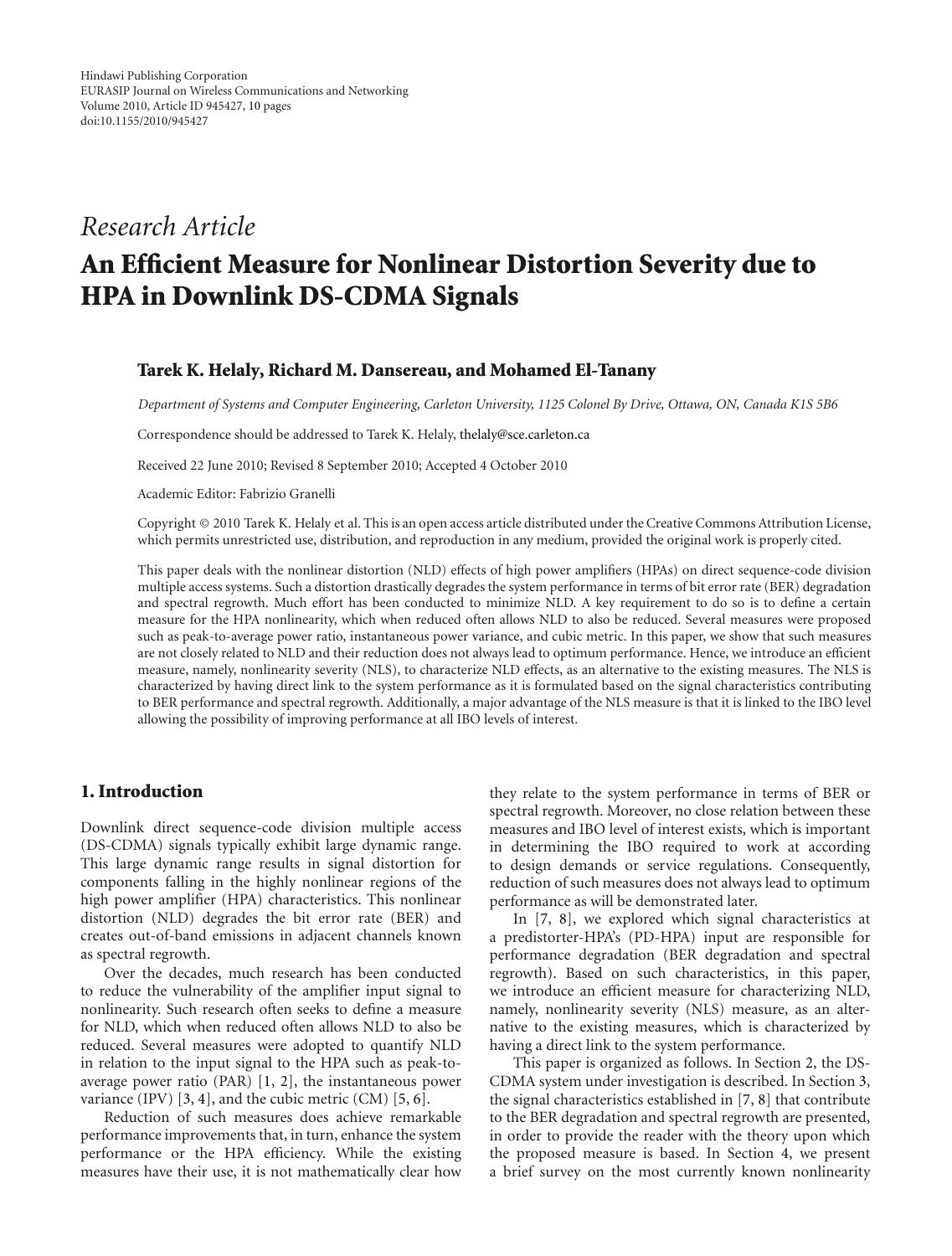Hindawi Publishing Corporation
EURASIP Journal on Wireless Communications and Networking
Volume 2010, Article ID 945427, 10 pages
doi:10.1155/2010/945427

*Research Article*

# An Efficient Measure for Nonlinear Distortion Severity due to HPA in Downlink DS-CDMA Signals

**Tarek K. Helaly, Richard M. Dansereau, and Mohamed El-Tanany**

*Department of Systems and Computer Engineering, Carleton University, 1125 Colonel By Drive, Ottawa, ON, Canada K1S 5B6*

Correspondence should be addressed to Tarek K. Helaly, thelaly@sce.carleton.ca

Received 22 June 2010; Revised 8 September 2010; Accepted 4 October 2010

Academic Editor: Fabrizio Granelli

Copyright © 2010 Tarek K. Helaly et al. This is an open access article distributed under the Creative Commons Attribution License, which permits unrestricted use, distribution, and reproduction in any medium, provided the original work is properly cited.

This paper deals with the nonlinear distortion (NLD) effects of high power amplifiers (HPAs) on direct sequence-code division multiple access systems. Such a distortion drastically degrades the system performance in terms of bit error rate (BER) degradation and spectral regrowth. Much effort has been conducted to minimize NLD. A key requirement to do so is to define a certain measure for the HPA nonlinearity, which when reduced often allows NLD to also be reduced. Several measures were proposed such as peak-to-average power ratio, instantaneous power variance, and cubic metric. In this paper, we show that such measures are not closely related to NLD and their reduction does not always lead to optimum performance. Hence, we introduce an efficient measure, namely, nonlinearity severity (NLS), to characterize NLD effects, as an alternative to the existing measures. The NLS is characterized by having direct link to the system performance as it is formulated based on the signal characteristics contributing to BER performance and spectral regrowth. Additionally, a major advantage of the NLS measure is that it is linked to the IBO level allowing the possibility of improving performance at all IBO levels of interest.

## 1. Introduction

Downlink direct sequence-code division multiple access (DS-CDMA) signals typically exhibit large dynamic range. This large dynamic range results in signal distortion for components falling in the highly nonlinear regions of the high power amplifier (HPA) characteristics. This nonlinear distortion (NLD) degrades the bit error rate (BER) and creates out-of-band emissions in adjacent channels known as spectral regrowth.

Over the decades, much research has been conducted to reduce the vulnerability of the amplifier input signal to nonlinearity. Such research often seeks to define a measure for NLD, which when reduced often allows NLD to also be reduced. Several measures were adopted to quantify NLD in relation to the input signal to the HPA such as peak-to-average power ratio (PAR) [1, 2], the instantaneous power variance (IPV) [3, 4], and the cubic metric (CM) [5, 6].

Reduction of such measures does achieve remarkable performance improvements that, in turn, enhance the system performance or the HPA efficiency. While the existing measures have their use, it is not mathematically clear how they relate to the system performance in terms of BER or spectral regrowth. Moreover, no close relation between these measures and IBO level of interest exists, which is important in determining the IBO required to work at according to design demands or service regulations. Consequently, reduction of such measures does not always lead to optimum performance as will be demonstrated later.

In [7, 8], we explored which signal characteristics at a predistorter-HPA's (PD-HPA) input are responsible for performance degradation (BER degradation and spectral regrowth). Based on such characteristics, in this paper, we introduce an efficient measure for characterizing NLD, namely, nonlinearity severity (NLS) measure, as an alternative to the existing measures, which is characterized by having a direct link to the system performance.

This paper is organized as follows. In Section 2, the DS-CDMA system under investigation is described. In Section 3, the signal characteristics established in [7, 8] that contribute to the BER degradation and spectral regrowth are presented, in order to provide the reader with the theory upon which the proposed measure is based. In Section 4, we present a brief survey on the most currently known nonlinearity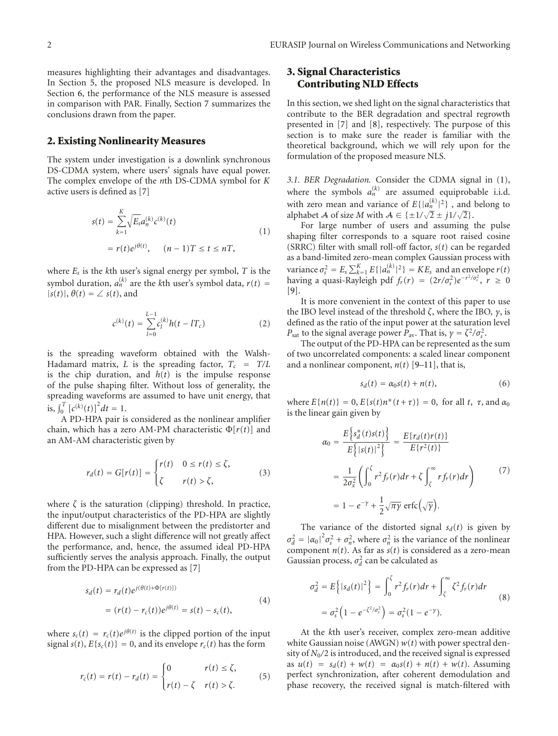measures highlighting their advantages and disadvantages. In Section 5, the proposed NLS measure is developed. In Section 6, the performance of the NLS measure is assessed in comparison with PAR. Finally, Section 7 summarizes the conclusions drawn from the paper.

## 2. Existing Nonlinearity Measures

The system under investigation is a downlink synchronous DS-CDMA system, where users' signals have equal power. The complex envelope of the $n$th DS-CDMA symbol for $K$ active users is defined as [7]

$$
\begin{aligned}
s(t) &= \sum_{k=1}^{K} \sqrt{E_s} a_n^{(k)} c^{(k)}(t) \\
&= r(t) e^{j\theta(t)}, \quad (n-1)T \le t \le nT,
\end{aligned}
\tag{1}
$$

where $E_s$ is the $k$th user's signal energy per symbol, $T$ is the symbol duration, $a_n^{(k)}$ are the $k$th user's symbol data, $r(t) = |s(t)|$, $\theta(t) = \angle\, s(t)$, and

$$
c^{(k)}(t) = \sum_{l=0}^{L-1} c_l^{(k)} h(t - lT_c) \tag{2}
$$

is the spreading waveform obtained with the Walsh-Hadamard matrix, $L$ is the spreading factor, $T_c = T/L$ is the chip duration, and $h(t)$ is the impulse response of the pulse shaping filter. Without loss of generality, the spreading waveforms are assumed to have unit energy, that is, $\int_0^T [c^{(k)}(t)]^2 dt = 1$.

A PD-HPA pair is considered as the nonlinear amplifier chain, which has a zero AM-PM characteristic $\Phi[r(t)]$ and an AM-AM characteristic given by

$$
r_d(t) = G[r(t)] = \begin{cases} r(t) & 0 \le r(t) \le \zeta, \\ \zeta & r(t) > \zeta, \end{cases} \tag{3}
$$

where $\zeta$ is the saturation (clipping) threshold. In practice, the input/output characteristics of the PD-HPA are slightly different due to misalignment between the predistorter and HPA. However, such a slight difference will not greatly affect the performance, and, hence, the assumed ideal PD-HPA sufficiently serves the analysis approach. Finally, the output from the PD-HPA can be expressed as [7]

$$
\begin{aligned}
s_d(t) &= r_d(t) e^{j(\theta(t) + \Phi[r(t)])} \\
&= (r(t) - r_c(t)) e^{j\theta(t)} = s(t) - s_c(t),
\end{aligned}
\tag{4}
$$

where $s_c(t) = r_c(t) e^{j\theta(t)}$ is the clipped portion of the input signal $s(t)$, $E\{s_c(t)\} = 0$, and its envelope $r_c(t)$ has the form

$$
r_c(t) = r(t) - r_d(t) = \begin{cases} 0 & r(t) \le \zeta, \\ r(t) - \zeta & r(t) > \zeta. \end{cases} \tag{5}
$$

## 3. Signal Characteristics Contributing NLD Effects

In this section, we shed light on the signal characteristics that contribute to the BER degradation and spectral regrowth presented in [7] and [8], respectively. The purpose of this section is to make sure the reader is familiar with the theoretical background, which we will rely upon for the formulation of the proposed measure NLS.

*3.1. BER Degradation.* Consider the CDMA signal in (1), where the symbols $a_n^{(k)}$ are assumed equiprobable i.i.d. with zero mean and variance of $E\{|a_n^{(k)}|^2\}$ , and belong to alphabet $\mathcal{A}$ of size $M$ with $\mathcal{A} \in \{\pm 1/\sqrt{2} \pm j1/\sqrt{2}\}$.

For large number of users and assuming the pulse shaping filter corresponds to a square root raised cosine (SRRC) filter with small roll-off factor, $s(t)$ can be regarded as a band-limited zero-mean complex Gaussian process with variance $\sigma_s^2 = E_s \sum_{k=1}^{K} E\{|a_n^{(k)}|^2\} = KE_s$ and an envelope $r(t)$ having a quasi-Rayleigh pdf $f_r(r) = (2r/\sigma_s^2) e^{-r^2/\sigma_s^2}$, $r \ge 0$ [9].

It is more convenient in the context of this paper to use the IBO level instead of the threshold $\zeta$, where the IBO, $\gamma$, is defined as the ratio of the input power at the saturation level $P_{\text{sat}}$ to the signal average power $P_{\text{av}}$. That is, $\gamma = \zeta^2/\sigma_s^2$.

The output of the PD-HPA can be represented as the sum of two uncorrelated components: a scaled linear component and a nonlinear component, $n(t)$ [9–11], that is,

$$
s_d(t) = \alpha_0 s(t) + n(t), \tag{6}
$$

where $E\{n(t)\} = 0$, $E\{s(t) n^*(t + \tau)\} = 0$, for all $t$, $\tau$, and $\alpha_0$ is the linear gain given by

$$
\begin{aligned}
\alpha_0 &= \frac{E\{s_d^*(t) s(t)\}}{E\{|s(t)|^2\}} = \frac{E\{r_d(t) r(t)\}}{E\{r^2(t)\}} \\
&= \frac{1}{2\sigma_x^2} \left( \int_0^{\zeta} r^2 f_r(r) dr + \zeta \int_{\zeta}^{\infty} r f_r(r) dr \right) \\
&= 1 - e^{-\gamma} + \frac{1}{2} \sqrt{\pi\gamma}\, \operatorname{erfc}\left(\sqrt{\gamma}\right).
\end{aligned}
\tag{7}
$$

The variance of the distorted signal $s_d(t)$ is given by $\sigma_d^2 = |\alpha_0|^2 \sigma_s^2 + \sigma_n^2$, where $\sigma_n^2$ is the variance of the nonlinear component $n(t)$. As far as $s(t)$ is considered as a zero-mean Gaussian process, $\sigma_d^2$ can be calculated as

$$
\begin{aligned}
\sigma_d^2 = E\{|s_d(t)|^2\} &= \int_0^{\zeta} r^2 f_r(r) dr + \int_{\zeta}^{\infty} \zeta^2 f_r(r) dr \\
&= \sigma_s^2 \left(1 - e^{-\zeta^2/\sigma_s^2}\right) = \sigma_s^2 (1 - e^{-\gamma}).
\end{aligned}
\tag{8}
$$

At the $k$th user's receiver, complex zero-mean additive white Gaussian noise (AWGN) $w(t)$ with power spectral density of $N_0/2$ is introduced, and the received signal is expressed as $u(t) = s_d(t) + w(t) = \alpha_0 s(t) + n(t) + w(t)$. Assuming perfect synchronization, after coherent demodulation and phase recovery, the received signal is match-filtered with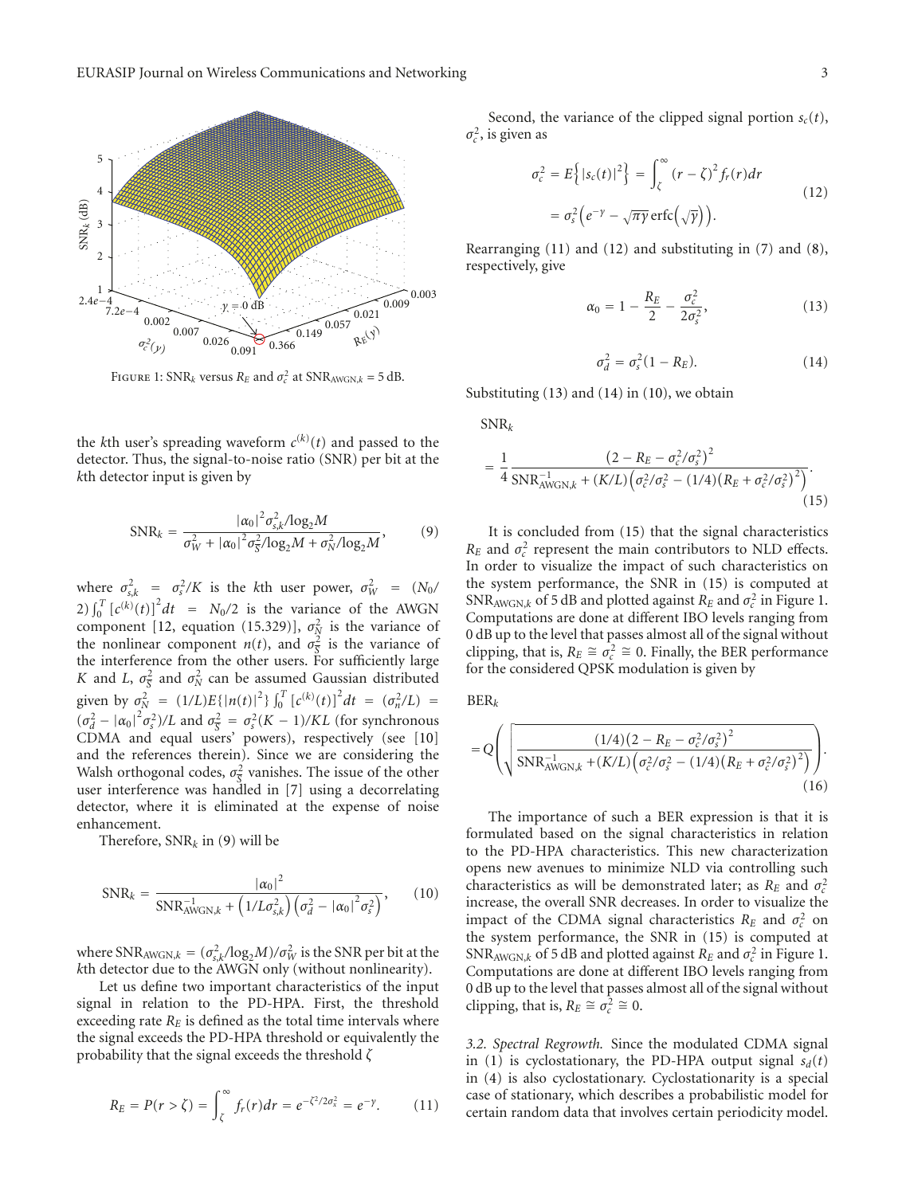FIGURE 1: $\text{SNR}_k$ versus $R_E$ and $\sigma_c^2$ at $\text{SNR}_{\text{AWGN},k} = 5$ dB.

the $k$th user's spreading waveform $c^{(k)}(t)$ and passed to the detector. Thus, the signal-to-noise ratio (SNR) per bit at the $k$th detector input is given by

$$\text{SNR}_k = \frac{|\alpha_0|^2 \sigma_{s,k}^2/\log_2 M}{\sigma_W^2 + |\alpha_0|^2 \sigma_S^2/\log_2 M + \sigma_N^2/\log_2 M}, \tag{9}$$

where $\sigma_{s,k}^2 = \sigma_s^2/K$ is the $k$th user power, $\sigma_W^2 = (N_0/2)\int_0^T [c^{(k)}(t)]^2 dt = N_0/2$ is the variance of the AWGN component [12, equation (15.329)], $\sigma_N^2$ is the variance of the nonlinear component $n(t)$, and $\sigma_S^2$ is the variance of the interference from the other users. For sufficiently large $K$ and $L$, $\sigma_S^2$ and $\sigma_N^2$ can be assumed Gaussian distributed given by $\sigma_N^2 = (1/L)E\{|n(t)|^2\}\int_0^T [c^{(k)}(t)]^2 dt = (\sigma_n^2/L) = (\sigma_d^2 - |\alpha_0|^2\sigma_s^2)/L$ and $\sigma_S^2 = \sigma_s^2(K-1)/KL$ (for synchronous CDMA and equal users' powers), respectively (see [10] and the references therein). Since we are considering the Walsh orthogonal codes, $\sigma_S^2$ vanishes. The issue of the other user interference was handled in [7] using a decorrelating detector, where it is eliminated at the expense of noise enhancement.

Therefore, $\text{SNR}_k$ in (9) will be

$$\text{SNR}_k = \frac{|\alpha_0|^2}{\text{SNR}_{\text{AWGN},k}^{-1} + \left(1/L\sigma_{s,k}^2\right)\left(\sigma_d^2 - |\alpha_0|^2\sigma_s^2\right)}, \tag{10}$$

where $\text{SNR}_{\text{AWGN},k} = (\sigma_{s,k}^2/\log_2 M)/\sigma_W^2$ is the SNR per bit at the $k$th detector due to the AWGN only (without nonlinearity).

Let us define two important characteristics of the input signal in relation to the PD-HPA. First, the threshold exceeding rate $R_E$ is defined as the total time intervals where the signal exceeds the PD-HPA threshold or equivalently the probability that the signal exceeds the threshold $\zeta$

$$R_E = P(r > \zeta) = \int_\zeta^\infty f_r(r)dr = e^{-\zeta^2/2\sigma_x^2} = e^{-\gamma}. \tag{11}$$

Second, the variance of the clipped signal portion $s_c(t)$, $\sigma_c^2$, is given as

$$\begin{aligned}\sigma_c^2 = E\left\{|s_c(t)|^2\right\} &= \int_\zeta^\infty (r-\zeta)^2 f_r(r)dr \\ &= \sigma_s^2\left(e^{-\gamma} - \sqrt{\pi\gamma}\,\text{erfc}\left(\sqrt{\gamma}\right)\right).\end{aligned} \tag{12}$$

Rearranging (11) and (12) and substituting in (7) and (8), respectively, give

$$\alpha_0 = 1 - \frac{R_E}{2} - \frac{\sigma_c^2}{2\sigma_s^2}, \tag{13}$$

$$\sigma_d^2 = \sigma_s^2(1 - R_E). \tag{14}$$

Substituting (13) and (14) in (10), we obtain

$$\text{SNR}_k = \frac{1}{4}\frac{\left(2 - R_E - \sigma_c^2/\sigma_s^2\right)^2}{\text{SNR}_{\text{AWGN},k}^{-1} + (K/L)\left(\sigma_c^2/\sigma_s^2 - (1/4)\left(R_E + \sigma_c^2/\sigma_s^2\right)^2\right)}. \tag{15}$$

It is concluded from (15) that the signal characteristics $R_E$ and $\sigma_c^2$ represent the main contributors to NLD effects. In order to visualize the impact of such characteristics on the system performance, the SNR in (15) is computed at $\text{SNR}_{\text{AWGN},k}$ of 5 dB and plotted against $R_E$ and $\sigma_c^2$ in Figure 1. Computations are done at different IBO levels ranging from 0 dB up to the level that passes almost all of the signal without clipping, that is, $R_E \cong \sigma_c^2 \cong 0$. Finally, the BER performance for the considered QPSK modulation is given by

$$\text{BER}_k = Q\left(\sqrt{\frac{(1/4)\left(2 - R_E - \sigma_c^2/\sigma_s^2\right)^2}{\text{SNR}_{\text{AWGN},k}^{-1} + (K/L)\left(\sigma_c^2/\sigma_s^2 - (1/4)\left(R_E + \sigma_c^2/\sigma_s^2\right)^2\right)}}\right). \tag{16}$$

The importance of such a BER expression is that it is formulated based on the signal characteristics in relation to the PD-HPA characteristics. This new characterization opens new avenues to minimize NLD via controlling such characteristics as will be demonstrated later; as $R_E$ and $\sigma_c^2$ increase, the overall SNR decreases. In order to visualize the impact of the CDMA signal characteristics $R_E$ and $\sigma_c^2$ on the system performance, the SNR in (15) is computed at $\text{SNR}_{\text{AWGN},k}$ of 5 dB and plotted against $R_E$ and $\sigma_c^2$ in Figure 1. Computations are done at different IBO levels ranging from 0 dB up to the level that passes almost all of the signal without clipping, that is, $R_E \cong \sigma_c^2 \cong 0$.

*3.2. Spectral Regrowth.* Since the modulated CDMA signal in (1) is cyclostationary, the PD-HPA output signal $s_d(t)$ in (4) is also cyclostationary. Cyclostationarity is a special case of stationary, which describes a probabilistic model for certain random data that involves certain periodicity model.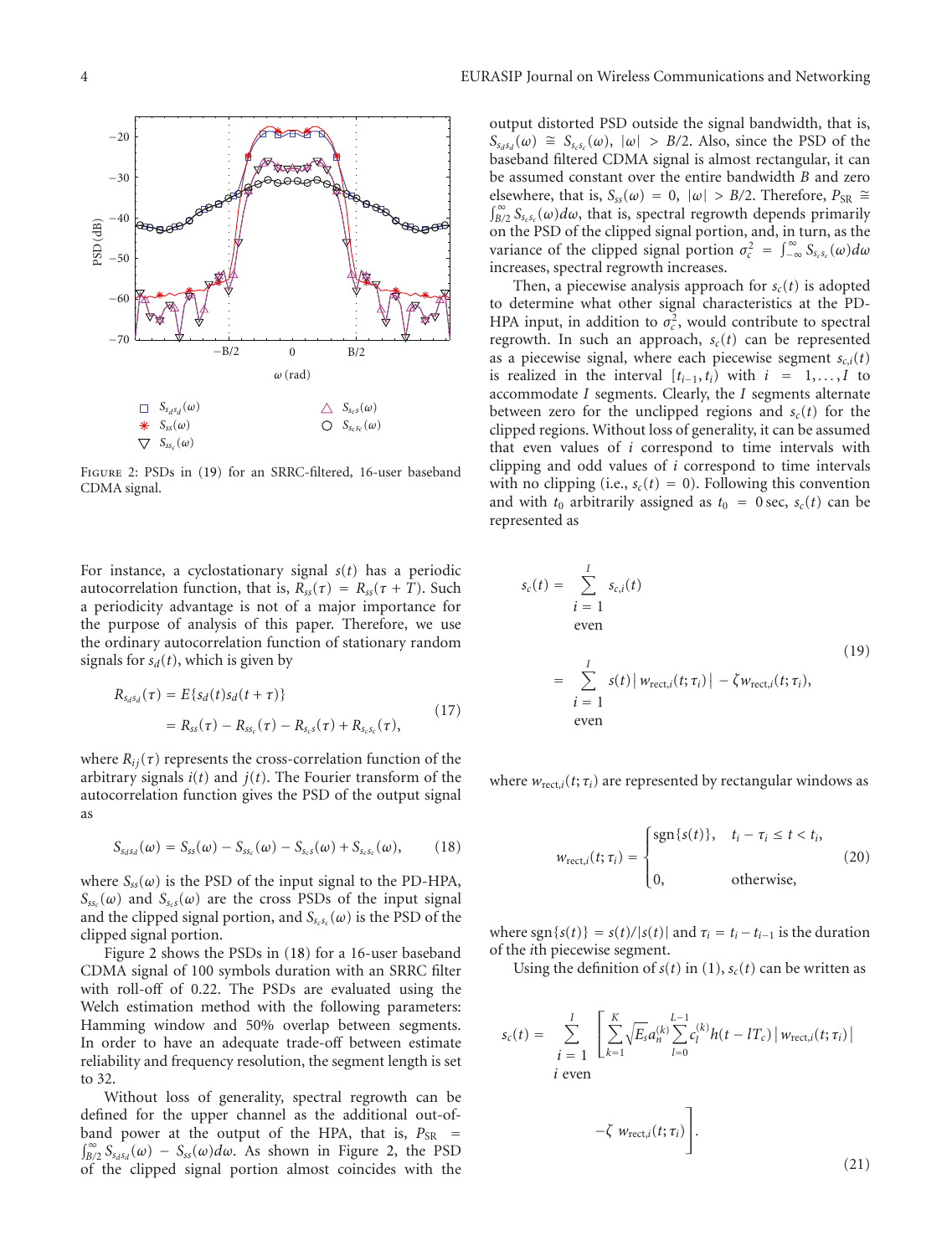Figure 2: PSDs in (19) for an SRRC-filtered, 16-user baseband CDMA signal.

For instance, a cyclostationary signal $s(t)$ has a periodic autocorrelation function, that is, $R_{ss}(\tau) = R_{ss}(\tau + T)$. Such a periodicity advantage is not of a major importance for the purpose of analysis of this paper. Therefore, we use the ordinary autocorrelation function of stationary random signals for $s_d(t)$, which is given by

$$
\begin{aligned}
R_{s_d s_d}(\tau) &= E\{s_d(t)s_d(t+\tau)\} \\
&= R_{ss}(\tau) - R_{ss_c}(\tau) - R_{s_c s}(\tau) + R_{s_c s_c}(\tau),
\end{aligned}
\tag{17}
$$

where $R_{ij}(\tau)$ represents the cross-correlation function of the arbitrary signals $i(t)$ and $j(t)$. The Fourier transform of the autocorrelation function gives the PSD of the output signal as

$$
S_{s_d s_d}(\omega) = S_{ss}(\omega) - S_{ss_c}(\omega) - S_{s_c s}(\omega) + S_{s_c s_c}(\omega), \tag{18}
$$

where $S_{ss}(\omega)$ is the PSD of the input signal to the PD-HPA, $S_{ss_c}(\omega)$ and $S_{s_c s}(\omega)$ are the cross PSDs of the input signal and the clipped signal portion, and $S_{s_c s_c}(\omega)$ is the PSD of the clipped signal portion.

Figure 2 shows the PSDs in (18) for a 16-user baseband CDMA signal of 100 symbols duration with an SRRC filter with roll-off of 0.22. The PSDs are evaluated using the Welch estimation method with the following parameters: Hamming window and 50% overlap between segments. In order to have an adequate trade-off between estimate reliability and frequency resolution, the segment length is set to 32.

Without loss of generality, spectral regrowth can be defined for the upper channel as the additional out-of-band power at the output of the HPA, that is, $P_{\mathrm{SR}} = \int_{B/2}^{\infty} S_{s_d s_d}(\omega) - S_{ss}(\omega) d\omega$. As shown in Figure 2, the PSD of the clipped signal portion almost coincides with the output distorted PSD outside the signal bandwidth, that is, $S_{s_d s_d}(\omega) \cong S_{s_c s_c}(\omega)$, $|\omega| > B/2$. Also, since the PSD of the baseband filtered CDMA signal is almost rectangular, it can be assumed constant over the entire bandwidth $B$ and zero elsewhere, that is, $S_{ss}(\omega) = 0$, $|\omega| > B/2$. Therefore, $P_{\mathrm{SR}} \cong \int_{B/2}^{\infty} S_{s_c s_c}(\omega) d\omega$, that is, spectral regrowth depends primarily on the PSD of the clipped signal portion, and, in turn, as the variance of the clipped signal portion $\sigma_c^2 = \int_{-\infty}^{\infty} S_{s_c s_c}(\omega) d\omega$ increases, spectral regrowth increases.

Then, a piecewise analysis approach for $s_c(t)$ is adopted to determine what other signal characteristics at the PD-HPA input, in addition to $\sigma_c^2$, would contribute to spectral regrowth. In such an approach, $s_c(t)$ can be represented as a piecewise signal, where each piecewise segment $s_{c,i}(t)$ is realized in the interval $[t_{i-1}, t_i)$ with $i = 1, \ldots, I$ to accommodate $I$ segments. Clearly, the $I$ segments alternate between zero for the unclipped regions and $s_c(t)$ for the clipped regions. Without loss of generality, it can be assumed that even values of $i$ correspond to time intervals with clipping and odd values of $i$ correspond to time intervals with no clipping (i.e., $s_c(t) = 0$). Following this convention and with $t_0$ arbitrarily assigned as $t_0 = 0$ sec, $s_c(t)$ can be represented as

$$
\begin{aligned}
s_c(t) &= \sum_{\substack{i=1 \\ \text{even}}}^{I} s_{c,i}(t) \\
&= \sum_{\substack{i=1 \\ \text{even}}}^{I} s(t) \left| w_{\mathrm{rect},i}(t;\tau_i) \right| - \zeta w_{\mathrm{rect},i}(t;\tau_i),
\end{aligned}
\tag{19}
$$

where $w_{\mathrm{rect},i}(t;\tau_i)$ are represented by rectangular windows as

$$
w_{\mathrm{rect},i}(t;\tau_i) =
\begin{cases}
\operatorname{sgn}\{s(t)\}, & t_i - \tau_i \le t < t_i, \\
0, & \text{otherwise},
\end{cases}
\tag{20}
$$

where $\operatorname{sgn}\{s(t)\} = s(t)/|s(t)|$ and $\tau_i = t_i - t_{i-1}$ is the duration of the $i$th piecewise segment.

Using the definition of $s(t)$ in (1), $s_c(t)$ can be written as

$$
s_c(t) = \sum_{\substack{i=1 \\ i\ \text{even}}}^{I} \left[ \sum_{k=1}^{K} \sqrt{E_s} a_n^{(k)} \sum_{l=0}^{L-1} c_l^{(k)} h(t - lT_c) \left| w_{\mathrm{rect},i}(t;\tau_i) \right| - \zeta\, w_{\mathrm{rect},i}(t;\tau_i) \right].
\tag{21}
$$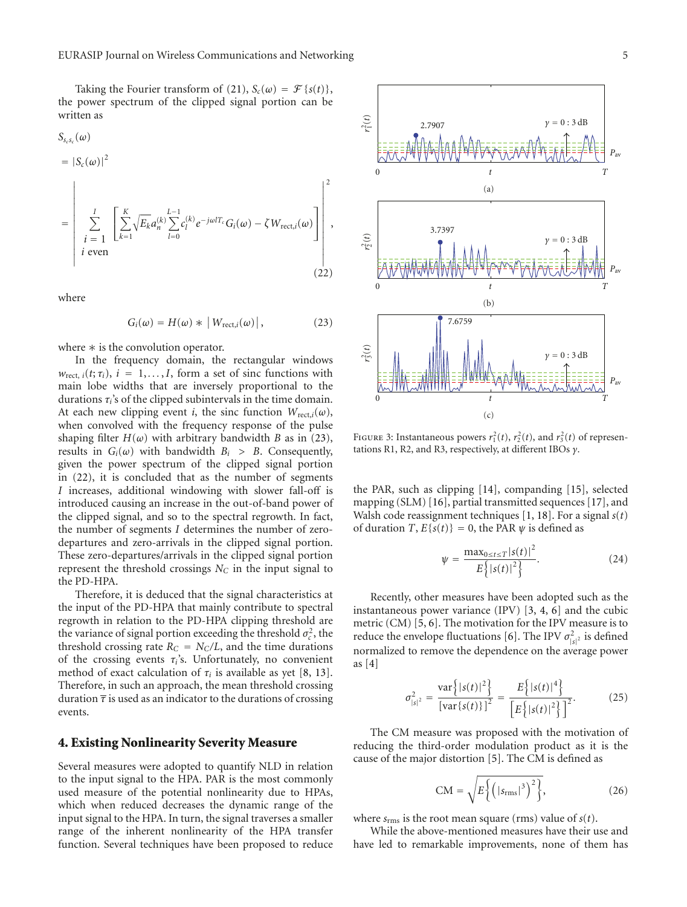Taking the Fourier transform of (21), $S_c(\omega) = \mathcal{F}\{s(t)\}$, the power spectrum of the clipped signal portion can be written as

$$
\begin{aligned}
S_{s_c s_c}(\omega) &= |S_c(\omega)|^2 \\
&= \left| \sum_{\substack{i=1 \\ i \text{ even}}}^{I} \left[ \sum_{k=1}^{K} \sqrt{E_k} a_n^{(k)} \sum_{l=0}^{L-1} c_l^{(k)} e^{-j\omega l T_c} G_i(\omega) - \zeta W_{\text{rect},i}(\omega) \right] \right|^2,
\end{aligned}
\tag{22}
$$

where

$$
G_i(\omega) = H(\omega) * \left| W_{\text{rect},i}(\omega) \right|, \tag{23}
$$

where $*$ is the convolution operator.

In the frequency domain, the rectangular windows $w_{\text{rect},\,i}(t;\tau_i)$, $i = 1, \ldots, I$, form a set of sinc functions with main lobe widths that are inversely proportional to the durations $\tau_i$'s of the clipped subintervals in the time domain. At each new clipping event $i$, the sinc function $W_{\text{rect},i}(\omega)$, when convolved with the frequency response of the pulse shaping filter $H(\omega)$ with arbitrary bandwidth $B$ as in (23), results in $G_i(\omega)$ with bandwidth $B_i > B$. Consequently, given the power spectrum of the clipped signal portion in (22), it is concluded that as the number of segments $I$ increases, additional windowing with slower fall-off is introduced causing an increase in the out-of-band power of the clipped signal, and so to the spectral regrowth. In fact, the number of segments $I$ determines the number of zero-departures and zero-arrivals in the clipped signal portion. These zero-departures/arrivals in the clipped signal portion represent the threshold crossings $N_C$ in the input signal to the PD-HPA.

Therefore, it is deduced that the signal characteristics at the input of the PD-HPA that mainly contribute to spectral regrowth in relation to the PD-HPA clipping threshold are the variance of signal portion exceeding the threshold $\sigma_c^2$, the threshold crossing rate $R_C = N_C/L$, and the time durations of the crossing events $\tau_i$'s. Unfortunately, no convenient method of exact calculation of $\tau_i$ is available as yet [8, 13]. Therefore, in such an approach, the mean threshold crossing duration $\overline{\tau}$ is used as an indicator to the durations of crossing events.

## 4. Existing Nonlinearity Severity Measure

Several measures were adopted to quantify NLD in relation to the input signal to the HPA. PAR is the most commonly used measure of the potential nonlinearity due to HPAs, which when reduced decreases the dynamic range of the input signal to the HPA. In turn, the signal traverses a smaller range of the inherent nonlinearity of the HPA transfer function. Several techniques have been proposed to reduce the PAR, such as clipping [14], companding [15], selected mapping (SLM) [16], partial transmitted sequences [17], and Walsh code reassignment techniques [1, 18]. For a signal $s(t)$ of duration $T$, $E\{s(t)\} = 0$, the PAR $\psi$ is defined as

$$
\psi = \frac{\max_{0 \le t \le T} |s(t)|^2}{E\left\{|s(t)|^2\right\}}. \tag{24}
$$

Recently, other measures have been adopted such as the instantaneous power variance (IPV) [3, 4, 6] and the cubic metric (CM) [5, 6]. The motivation for the IPV measure is to reduce the envelope fluctuations [6]. The IPV $\sigma_{|s|^2}^2$ is defined normalized to remove the dependence on the average power as [4]

$$
\sigma_{|s|^2}^2 = \frac{\operatorname{var}\left\{|s(t)|^2\right\}}{\left[\operatorname{var}\{s(t)\}\right]^2} = \frac{E\left\{|s(t)|^4\right\}}{\left[E\left\{|s(t)|^2\right\}\right]^2}. \tag{25}
$$

The CM measure was proposed with the motivation of reducing the third-order modulation product as it is the cause of the major distortion [5]. The CM is defined as

$$
\text{CM} = \sqrt{E\left\{\left(|s_{\text{rms}}|^3\right)^2\right\}}, \tag{26}
$$

where $s_{\text{rms}}$ is the root mean square (rms) value of $s(t)$.

While the above-mentioned measures have their use and have led to remarkable improvements, none of them has

Figure 3: Instantaneous powers $r_1^2(t)$, $r_2^2(t)$, and $r_3^2(t)$ of representations R1, R2, and R3, respectively, at different IBOs $\gamma$.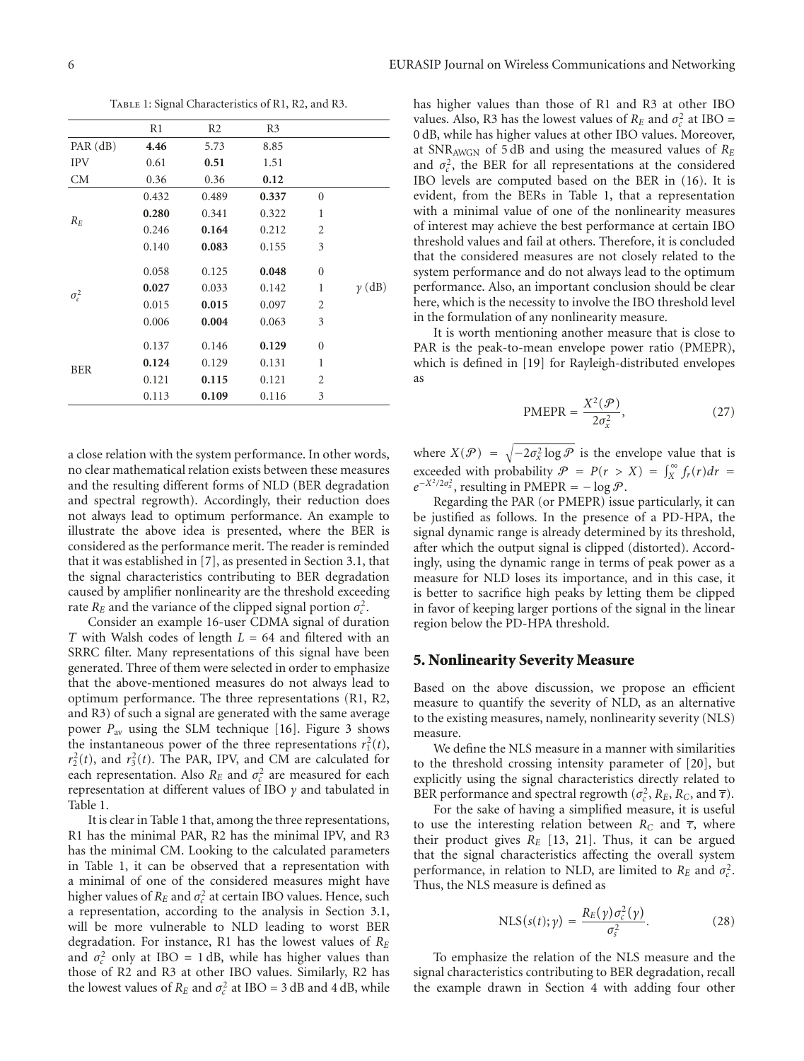Table 1: Signal Characteristics of R1, R2, and R3.

| | R1 | R2 | R3 | | |
|---|---|---|---|---|---|
| PAR (dB) | **4.46** | 5.73 | 8.85 | | |
| IPV | 0.61 | **0.51** | 1.51 | | |
| CM | 0.36 | 0.36 | **0.12** | | |
| $R_E$ | 0.432 | 0.489 | **0.337** | 0 | |
| | **0.280** | 0.341 | 0.322 | 1 | |
| | 0.246 | **0.164** | 0.212 | 2 | |
| | 0.140 | **0.083** | 0.155 | 3 | |
| $\sigma_c^2$ | 0.058 | 0.125 | **0.048** | 0 | |
| | **0.027** | 0.033 | 0.142 | 1 | $\gamma$ (dB) |
| | 0.015 | **0.015** | 0.097 | 2 | |
| | 0.006 | **0.004** | 0.063 | 3 | |
| BER | 0.137 | 0.146 | **0.129** | 0 | |
| | **0.124** | 0.129 | 0.131 | 1 | |
| | 0.121 | **0.115** | 0.121 | 2 | |
| | 0.113 | **0.109** | 0.116 | 3 | |

a close relation with the system performance. In other words, no clear mathematical relation exists between these measures and the resulting different forms of NLD (BER degradation and spectral regrowth). Accordingly, their reduction does not always lead to optimum performance. An example to illustrate the above idea is presented, where the BER is considered as the performance merit. The reader is reminded that it was established in [7], as presented in Section 3.1, that the signal characteristics contributing to BER degradation caused by amplifier nonlinearity are the threshold exceeding rate $R_E$ and the variance of the clipped signal portion $\sigma_c^2$.

Consider an example 16-user CDMA signal of duration $T$ with Walsh codes of length $L = 64$ and filtered with an SRRC filter. Many representations of this signal have been generated. Three of them were selected in order to emphasize that the above-mentioned measures do not always lead to optimum performance. The three representations (R1, R2, and R3) of such a signal are generated with the same average power $P_{\text{av}}$ using the SLM technique [16]. Figure 3 shows the instantaneous power of the three representations $r_1^2(t)$, $r_2^2(t)$, and $r_3^2(t)$. The PAR, IPV, and CM are calculated for each representation. Also $R_E$ and $\sigma_c^2$ are measured for each representation at different values of IBO $\gamma$ and tabulated in Table 1.

It is clear in Table 1 that, among the three representations, R1 has the minimal PAR, R2 has the minimal IPV, and R3 has the minimal CM. Looking to the calculated parameters in Table 1, it can be observed that a representation with a minimal of one of the considered measures might have higher values of $R_E$ and $\sigma_c^2$ at certain IBO values. Hence, such a representation, according to the analysis in Section 3.1, will be more vulnerable to NLD leading to worst BER degradation. For instance, R1 has the lowest values of $R_E$ and $\sigma_c^2$ only at IBO = 1 dB, while has higher values than those of R2 and R3 at other IBO values. Similarly, R2 has the lowest values of $R_E$ and $\sigma_c^2$ at IBO = 3 dB and 4 dB, while has higher values than those of R1 and R3 at other IBO values. Also, R3 has the lowest values of $R_E$ and $\sigma_c^2$ at IBO = 0 dB, while has higher values at other IBO values. Moreover, at $\text{SNR}_{\text{AWGN}}$ of 5 dB and using the measured values of $R_E$ and $\sigma_c^2$, the BER for all representations at the considered IBO levels are computed based on the BER in (16). It is evident, from the BERs in Table 1, that a representation with a minimal value of one of the nonlinearity measures of interest may achieve the best performance at certain IBO threshold values and fail at others. Therefore, it is concluded that the considered measures are not closely related to the system performance and do not always lead to the optimum performance. Also, an important conclusion should be clear here, which is the necessity to involve the IBO threshold level in the formulation of any nonlinearity measure.

It is worth mentioning another measure that is close to PAR is the peak-to-mean envelope power ratio (PMEPR), which is defined in [19] for Rayleigh-distributed envelopes as

$$\text{PMEPR} = \frac{X^2(\mathcal{P})}{2\sigma_x^2}, \tag{27}$$

where $X(\mathcal{P}) = \sqrt{-2\sigma_x^2 \log \mathcal{P}}$ is the envelope value that is exceeded with probability $\mathcal{P} = P(r > X) = \int_X^\infty f_r(r)dr = e^{-X^2/2\sigma_x^2}$, resulting in $\text{PMEPR} = -\log \mathcal{P}$.

Regarding the PAR (or PMEPR) issue particularly, it can be justified as follows. In the presence of a PD-HPA, the signal dynamic range is already determined by its threshold, after which the output signal is clipped (distorted). Accordingly, using the dynamic range in terms of peak power as a measure for NLD loses its importance, and in this case, it is better to sacrifice high peaks by letting them be clipped in favor of keeping larger portions of the signal in the linear region below the PD-HPA threshold.

## 5. Nonlinearity Severity Measure

Based on the above discussion, we propose an efficient measure to quantify the severity of NLD, as an alternative to the existing measures, namely, nonlinearity severity (NLS) measure.

We define the NLS measure in a manner with similarities to the threshold crossing intensity parameter of [20], but explicitly using the signal characteristics directly related to BER performance and spectral regrowth ($\sigma_c^2$, $R_E$, $R_C$, and $\overline{\tau}$).

For the sake of having a simplified measure, it is useful to use the interesting relation between $R_C$ and $\overline{\tau}$, where their product gives $R_E$ [13, 21]. Thus, it can be argued that the signal characteristics affecting the overall system performance, in relation to NLD, are limited to $R_E$ and $\sigma_c^2$. Thus, the NLS measure is defined as

$$\text{NLS}(s(t); \gamma) = \frac{R_E(\gamma)\sigma_c^2(\gamma)}{\sigma_s^2}. \tag{28}$$

To emphasize the relation of the NLS measure and the signal characteristics contributing to BER degradation, recall the example drawn in Section 4 with adding four other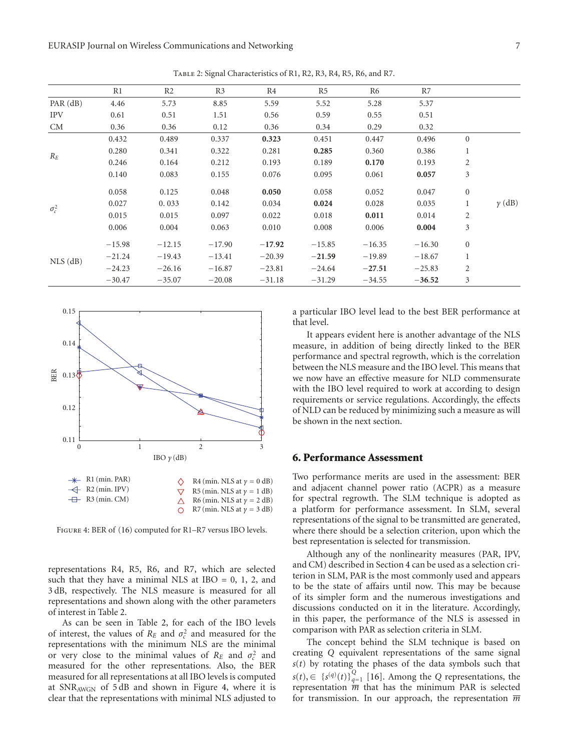Table 2: Signal Characteristics of R1, R2, R3, R4, R5, R6, and R7.

| | R1 | R2 | R3 | R4 | R5 | R6 | R7 | | |
|---|---|---|---|---|---|---|---|---|---|
| PAR (dB) | 4.46 | 5.73 | 8.85 | 5.59 | 5.52 | 5.28 | 5.37 | | |
| IPV | 0.61 | 0.51 | 1.51 | 0.56 | 0.59 | 0.55 | 0.51 | | |
| CM | 0.36 | 0.36 | 0.12 | 0.36 | 0.34 | 0.29 | 0.32 | | |
| $R_E$ | 0.432 | 0.489 | 0.337 | **0.323** | 0.451 | 0.447 | 0.496 | 0 | |
| | 0.280 | 0.341 | 0.322 | 0.281 | **0.285** | 0.360 | 0.386 | 1 | |
| | 0.246 | 0.164 | 0.212 | 0.193 | 0.189 | **0.170** | 0.193 | 2 | |
| | 0.140 | 0.083 | 0.155 | 0.076 | 0.095 | 0.061 | **0.057** | 3 | |
| $\sigma_c^2$ | 0.058 | 0.125 | 0.048 | **0.050** | 0.058 | 0.052 | 0.047 | 0 | $\gamma$ (dB) |
| | 0.027 | 0. 033 | 0.142 | 0.034 | **0.024** | 0.028 | 0.035 | 1 | |
| | 0.015 | 0.015 | 0.097 | 0.022 | 0.018 | **0.011** | 0.014 | 2 | |
| | 0.006 | 0.004 | 0.063 | 0.010 | 0.008 | 0.006 | **0.004** | 3 | |
| NLS (dB) | −15.98 | −12.15 | −17.90 | **−17.92** | −15.85 | −16.35 | −16.30 | 0 | |
| | −21.24 | −19.43 | −13.41 | −20.39 | **−21.59** | −19.89 | −18.67 | 1 | |
| | −24.23 | −26.16 | −16.87 | −23.81 | −24.64 | **−27.51** | −25.83 | 2 | |
| | −30.47 | −35.07 | −20.08 | −31.18 | −31.29 | −34.55 | **−36.52** | 3 | |

Figure 4: BER of (16) computed for R1–R7 versus IBO levels.

representations R4, R5, R6, and R7, which are selected such that they have a minimal NLS at IBO = 0, 1, 2, and 3 dB, respectively. The NLS measure is measured for all representations and shown along with the other parameters of interest in Table 2.

As can be seen in Table 2, for each of the IBO levels of interest, the values of $R_E$ and $\sigma_c^2$ and measured for the representations with the minimum NLS are the minimal or very close to the minimal values of $R_E$ and $\sigma_c^2$ and measured for the other representations. Also, the BER measured for all representations at all IBO levels is computed at $\text{SNR}_{\text{AWGN}}$ of 5 dB and shown in Figure 4, where it is clear that the representations with minimal NLS adjusted to a particular IBO level lead to the best BER performance at that level.

It appears evident here is another advantage of the NLS measure, in addition of being directly linked to the BER performance and spectral regrowth, which is the correlation between the NLS measure and the IBO level. This means that we now have an effective measure for NLD commensurate with the IBO level required to work at according to design requirements or service regulations. Accordingly, the effects of NLD can be reduced by minimizing such a measure as will be shown in the next section.

## 6. Performance Assessment

Two performance merits are used in the assessment: BER and adjacent channel power ratio (ACPR) as a measure for spectral regrowth. The SLM technique is adopted as a platform for performance assessment. In SLM, several representations of the signal to be transmitted are generated, where there should be a selection criterion, upon which the best representation is selected for transmission.

Although any of the nonlinearity measures (PAR, IPV, and CM) described in Section 4 can be used as a selection criterion in SLM, PAR is the most commonly used and appears to be the state of affairs until now. This may be because of its simpler form and the numerous investigations and discussions conducted on it in the literature. Accordingly, in this paper, the performance of the NLS is assessed in comparison with PAR as selection criteria in SLM.

The concept behind the SLM technique is based on creating $Q$ equivalent representations of the same signal $s(t)$ by rotating the phases of the data symbols such that $s(t), \in \{s^{(q)}(t)\}_{q=1}^{Q}$ [16]. Among the $Q$ representations, the representation $\overline{m}$ that has the minimum PAR is selected for transmission. In our approach, the representation $\overline{m}$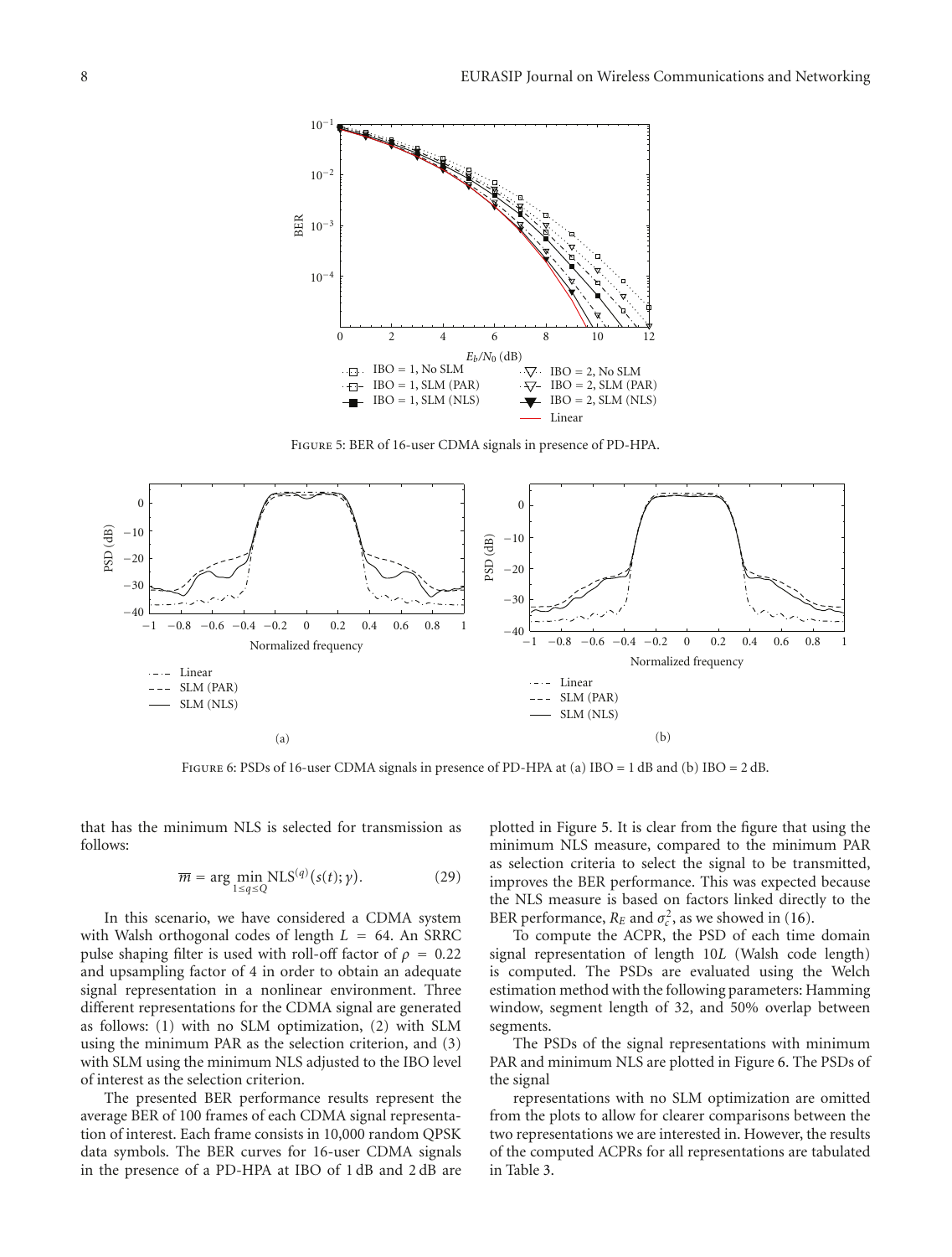Figure 5: BER of 16-user CDMA signals in presence of PD-HPA.

Figure 6: PSDs of 16-user CDMA signals in presence of PD-HPA at (a) IBO = 1 dB and (b) IBO = 2 dB.

that has the minimum NLS is selected for transmission as follows:

$$\overline{m} = \arg \min_{1 \leq q \leq Q} \text{NLS}^{(q)}(s(t); \gamma). \tag{29}$$

In this scenario, we have considered a CDMA system with Walsh orthogonal codes of length $L = 64$. An SRRC pulse shaping filter is used with roll-off factor of $\rho = 0.22$ and upsampling factor of 4 in order to obtain an adequate signal representation in a nonlinear environment. Three different representations for the CDMA signal are generated as follows: (1) with no SLM optimization, (2) with SLM using the minimum PAR as the selection criterion, and (3) with SLM using the minimum NLS adjusted to the IBO level of interest as the selection criterion.

The presented BER performance results represent the average BER of 100 frames of each CDMA signal representation of interest. Each frame consists in 10,000 random QPSK data symbols. The BER curves for 16-user CDMA signals in the presence of a PD-HPA at IBO of 1 dB and 2 dB are plotted in Figure 5. It is clear from the figure that using the minimum NLS measure, compared to the minimum PAR as selection criteria to select the signal to be transmitted, improves the BER performance. This was expected because the NLS measure is based on factors linked directly to the BER performance, $R_E$ and $\sigma_c^2$, as we showed in (16).

To compute the ACPR, the PSD of each time domain signal representation of length $10L$ (Walsh code length) is computed. The PSDs are evaluated using the Welch estimation method with the following parameters: Hamming window, segment length of 32, and 50% overlap between segments.

The PSDs of the signal representations with minimum PAR and minimum NLS are plotted in Figure 6. The PSDs of the signal

representations with no SLM optimization are omitted from the plots to allow for clearer comparisons between the two representations we are interested in. However, the results of the computed ACPRs for all representations are tabulated in Table 3.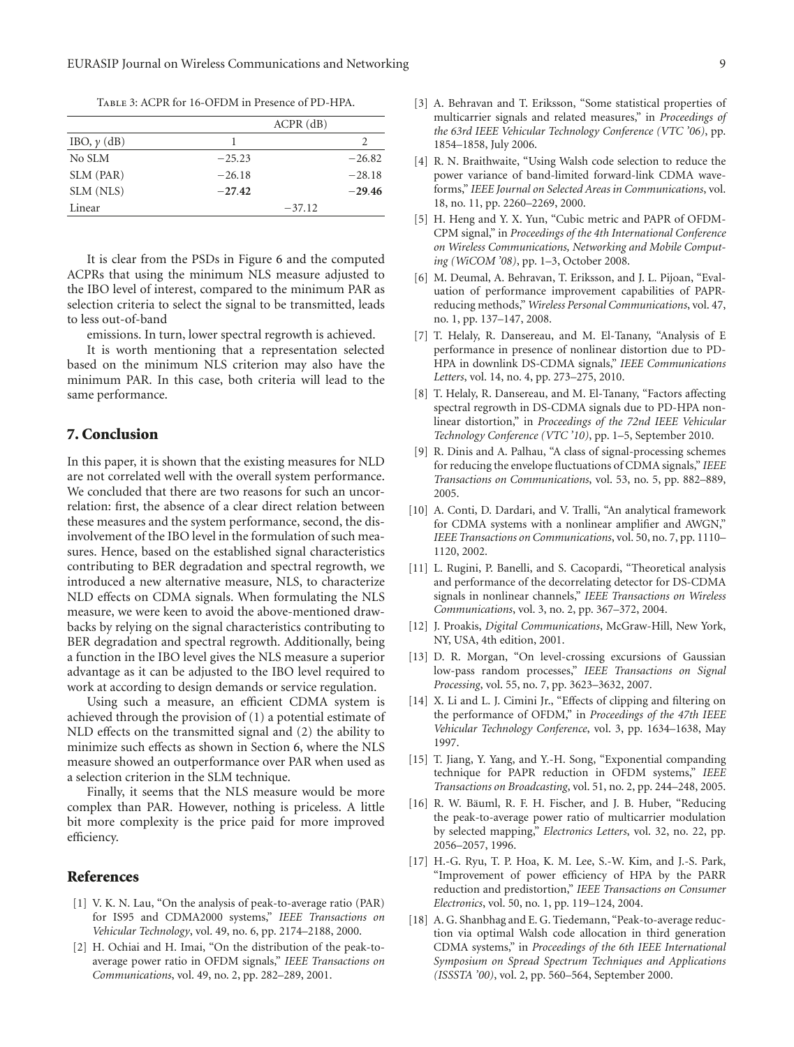Table 3: ACPR for 16-OFDM in Presence of PD-HPA.

| | ACPR (dB) | |
|---|---|---|
| IBO, $\gamma$ (dB) | 1 | 2 |
| No SLM | −25.23 | −26.82 |
| SLM (PAR) | −26.18 | −28.18 |
| SLM (NLS) | **−27.42** | **−29.46** |
| Linear | −37.12 | |

It is clear from the PSDs in Figure 6 and the computed ACPRs that using the minimum NLS measure adjusted to the IBO level of interest, compared to the minimum PAR as selection criteria to select the signal to be transmitted, leads to less out-of-band

emissions. In turn, lower spectral regrowth is achieved.

It is worth mentioning that a representation selected based on the minimum NLS criterion may also have the minimum PAR. In this case, both criteria will lead to the same performance.

## 7. Conclusion

In this paper, it is shown that the existing measures for NLD are not correlated well with the overall system performance. We concluded that there are two reasons for such an uncorrelation: first, the absence of a clear direct relation between these measures and the system performance, second, the disinvolvement of the IBO level in the formulation of such measures. Hence, based on the established signal characteristics contributing to BER degradation and spectral regrowth, we introduced a new alternative measure, NLS, to characterize NLD effects on CDMA signals. When formulating the NLS measure, we were keen to avoid the above-mentioned drawbacks by relying on the signal characteristics contributing to BER degradation and spectral regrowth. Additionally, being a function in the IBO level gives the NLS measure a superior advantage as it can be adjusted to the IBO level required to work at according to design demands or service regulation.

Using such a measure, an efficient CDMA system is achieved through the provision of (1) a potential estimate of NLD effects on the transmitted signal and (2) the ability to minimize such effects as shown in Section 6, where the NLS measure showed an outperformance over PAR when used as a selection criterion in the SLM technique.

Finally, it seems that the NLS measure would be more complex than PAR. However, nothing is priceless. A little bit more complexity is the price paid for more improved efficiency.

## References

[1] V. K. N. Lau, "On the analysis of peak-to-average ratio (PAR) for IS95 and CDMA2000 systems," *IEEE Transactions on Vehicular Technology*, vol. 49, no. 6, pp. 2174–2188, 2000.

[2] H. Ochiai and H. Imai, "On the distribution of the peak-to-average power ratio in OFDM signals," *IEEE Transactions on Communications*, vol. 49, no. 2, pp. 282–289, 2001.

[3] A. Behravan and T. Eriksson, "Some statistical properties of multicarrier signals and related measures," in *Proceedings of the 63rd IEEE Vehicular Technology Conference (VTC '06)*, pp. 1854–1858, July 2006.

[4] R. N. Braithwaite, "Using Walsh code selection to reduce the power variance of band-limited forward-link CDMA waveforms," *IEEE Journal on Selected Areas in Communications*, vol. 18, no. 11, pp. 2260–2269, 2000.

[5] H. Heng and Y. X. Yun, "Cubic metric and PAPR of OFDM-CPM signal," in *Proceedings of the 4th International Conference on Wireless Communications, Networking and Mobile Computing (WiCOM '08)*, pp. 1–3, October 2008.

[6] M. Deumal, A. Behravan, T. Eriksson, and J. L. Pijoan, "Evaluation of performance improvement capabilities of PAPR-reducing methods," *Wireless Personal Communications*, vol. 47, no. 1, pp. 137–147, 2008.

[7] T. Helaly, R. Dansereau, and M. El-Tanany, "Analysis of E performance in presence of nonlinear distortion due to PD-HPA in downlink DS-CDMA signals," *IEEE Communications Letters*, vol. 14, no. 4, pp. 273–275, 2010.

[8] T. Helaly, R. Dansereau, and M. El-Tanany, "Factors affecting spectral regrowth in DS-CDMA signals due to PD-HPA nonlinear distortion," in *Proceedings of the 72nd IEEE Vehicular Technology Conference (VTC '10)*, pp. 1–5, September 2010.

[9] R. Dinis and A. Palhau, "A class of signal-processing schemes for reducing the envelope fluctuations of CDMA signals," *IEEE Transactions on Communications*, vol. 53, no. 5, pp. 882–889, 2005.

[10] A. Conti, D. Dardari, and V. Tralli, "An analytical framework for CDMA systems with a nonlinear amplifier and AWGN," *IEEE Transactions on Communications*, vol. 50, no. 7, pp. 1110–1120, 2002.

[11] L. Rugini, P. Banelli, and S. Cacopardi, "Theoretical analysis and performance of the decorrelating detector for DS-CDMA signals in nonlinear channels," *IEEE Transactions on Wireless Communications*, vol. 3, no. 2, pp. 367–372, 2004.

[12] J. Proakis, *Digital Communications*, McGraw-Hill, New York, NY, USA, 4th edition, 2001.

[13] D. R. Morgan, "On level-crossing excursions of Gaussian low-pass random processes," *IEEE Transactions on Signal Processing*, vol. 55, no. 7, pp. 3623–3632, 2007.

[14] X. Li and L. J. Cimini Jr., "Effects of clipping and filtering on the performance of OFDM," in *Proceedings of the 47th IEEE Vehicular Technology Conference*, vol. 3, pp. 1634–1638, May 1997.

[15] T. Jiang, Y. Yang, and Y.-H. Song, "Exponential companding technique for PAPR reduction in OFDM systems," *IEEE Transactions on Broadcasting*, vol. 51, no. 2, pp. 244–248, 2005.

[16] R. W. Bäuml, R. F. H. Fischer, and J. B. Huber, "Reducing the peak-to-average power ratio of multicarrier modulation by selected mapping," *Electronics Letters*, vol. 32, no. 22, pp. 2056–2057, 1996.

[17] H.-G. Ryu, T. P. Hoa, K. M. Lee, S.-W. Kim, and J.-S. Park, "Improvement of power efficiency of HPA by the PARR reduction and predistortion," *IEEE Transactions on Consumer Electronics*, vol. 50, no. 1, pp. 119–124, 2004.

[18] A. G. Shanbhag and E. G. Tiedemann, "Peak-to-average reduction via optimal Walsh code allocation in third generation CDMA systems," in *Proceedings of the 6th IEEE International Symposium on Spread Spectrum Techniques and Applications (ISSSTA '00)*, vol. 2, pp. 560–564, September 2000.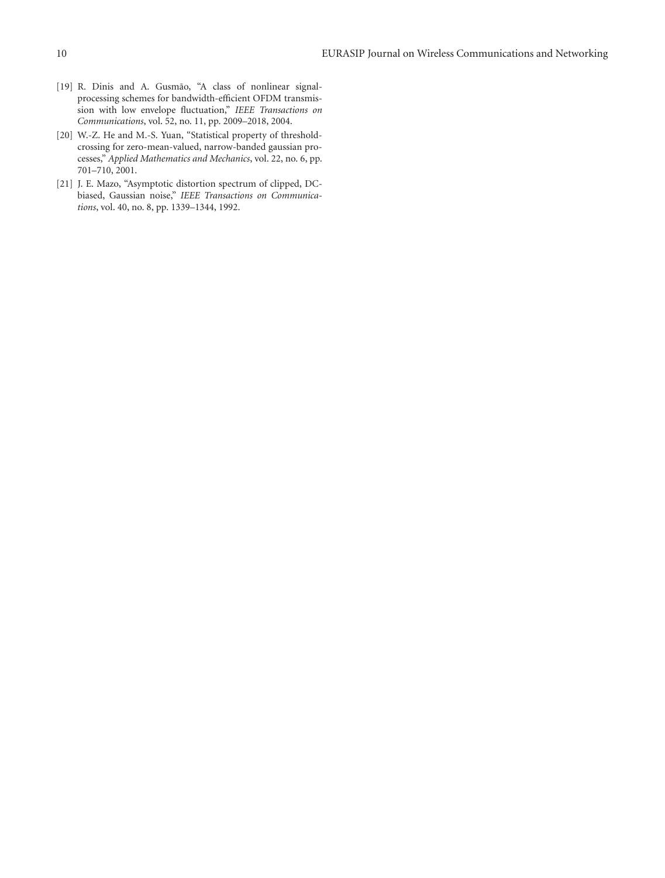[19] R. Dinis and A. Gusmão, "A class of nonlinear signal-processing schemes for bandwidth-efficient OFDM transmission with low envelope fluctuation," *IEEE Transactions on Communications*, vol. 52, no. 11, pp. 2009–2018, 2004.

[20] W.-Z. He and M.-S. Yuan, "Statistical property of threshold-crossing for zero-mean-valued, narrow-banded gaussian processes," *Applied Mathematics and Mechanics*, vol. 22, no. 6, pp. 701–710, 2001.

[21] J. E. Mazo, "Asymptotic distortion spectrum of clipped, DC-biased, Gaussian noise," *IEEE Transactions on Communications*, vol. 40, no. 8, pp. 1339–1344, 1992.